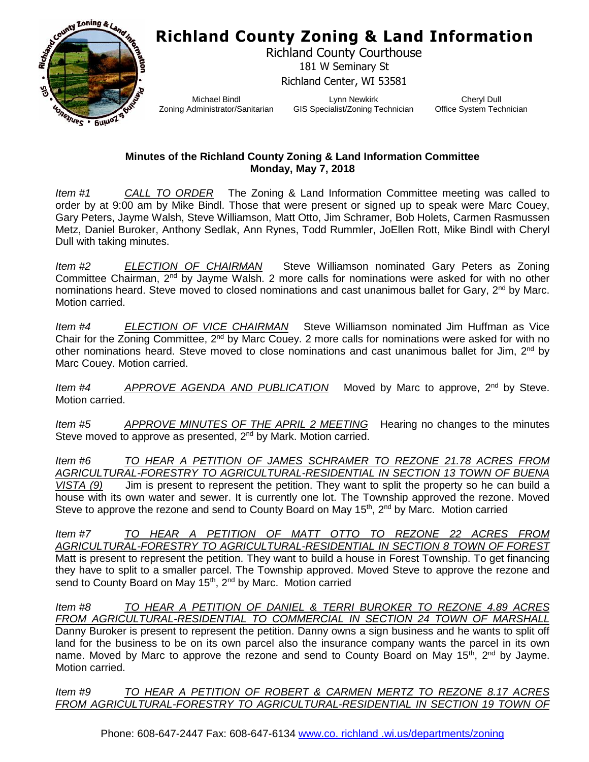# Richland County Zoning & Land Information

Richland County Courthouse
181 W Seminary St
Richland Center, WI 53581

| Michael Bindl | Lynn Newkirk | Cheryl Dull |
|---|---|---|
| Zoning Administrator/Sanitarian | GIS Specialist/Zoning Technician | Office System Technician |

**Minutes of the Richland County Zoning & Land Information Committee**
**Monday, May 7, 2018**

*Item #1* *CALL TO ORDER* The Zoning & Land Information Committee meeting was called to order by at 9:00 am by Mike Bindl. Those that were present or signed up to speak were Marc Couey, Gary Peters, Jayme Walsh, Steve Williamson, Matt Otto, Jim Schramer, Bob Holets, Carmen Rasmussen Metz, Daniel Buroker, Anthony Sedlak, Ann Rynes, Todd Rummler, JoEllen Rott, Mike Bindl with Cheryl Dull with taking minutes.

*Item #2* *ELECTION OF CHAIRMAN* Steve Williamson nominated Gary Peters as Zoning Committee Chairman, 2nd by Jayme Walsh. 2 more calls for nominations were asked for with no other nominations heard. Steve moved to closed nominations and cast unanimous ballet for Gary, 2nd by Marc. Motion carried.

*Item #4* *ELECTION OF VICE CHAIRMAN* Steve Williamson nominated Jim Huffman as Vice Chair for the Zoning Committee, 2nd by Marc Couey. 2 more calls for nominations were asked for with no other nominations heard. Steve moved to close nominations and cast unanimous ballet for Jim, 2nd by Marc Couey. Motion carried.

*Item #4* *APPROVE AGENDA AND PUBLICATION* Moved by Marc to approve, 2nd by Steve. Motion carried.

*Item #5* *APPROVE MINUTES OF THE APRIL 2 MEETING* Hearing no changes to the minutes Steve moved to approve as presented, 2nd by Mark. Motion carried.

*Item #6* *TO HEAR A PETITION OF JAMES SCHRAMER TO REZONE 21.78 ACRES FROM AGRICULTURAL-FORESTRY TO AGRICULTURAL-RESIDENTIAL IN SECTION 13 TOWN OF BUENA VISTA (9)* Jim is present to represent the petition. They want to split the property so he can build a house with its own water and sewer. It is currently one lot. The Township approved the rezone. Moved Steve to approve the rezone and send to County Board on May 15th, 2nd by Marc. Motion carried

*Item #7* *TO HEAR A PETITION OF MATT OTTO TO REZONE 22 ACRES FROM AGRICULTURAL-FORESTRY TO AGRICULTURAL-RESIDENTIAL IN SECTION 8 TOWN OF FOREST* Matt is present to represent the petition. They want to build a house in Forest Township. To get financing they have to split to a smaller parcel. The Township approved. Moved Steve to approve the rezone and send to County Board on May 15th, 2nd by Marc. Motion carried

*Item #8* *TO HEAR A PETITION OF DANIEL & TERRI BUROKER TO REZONE 4.89 ACRES FROM AGRICULTURAL-RESIDENTIAL TO COMMERCIAL IN SECTION 24 TOWN OF MARSHALL* Danny Buroker is present to represent the petition. Danny owns a sign business and he wants to split off land for the business to be on its own parcel also the insurance company wants the parcel in its own name. Moved by Marc to approve the rezone and send to County Board on May 15th, 2nd by Jayme. Motion carried.

*Item #9* *TO HEAR A PETITION OF ROBERT & CARMEN MERTZ TO REZONE 8.17 ACRES FROM AGRICULTURAL-FORESTRY TO AGRICULTURAL-RESIDENTIAL IN SECTION 19 TOWN OF*

Phone: 608-647-2447 Fax: 608-647-6134 www.co. richland .wi.us/departments/zoning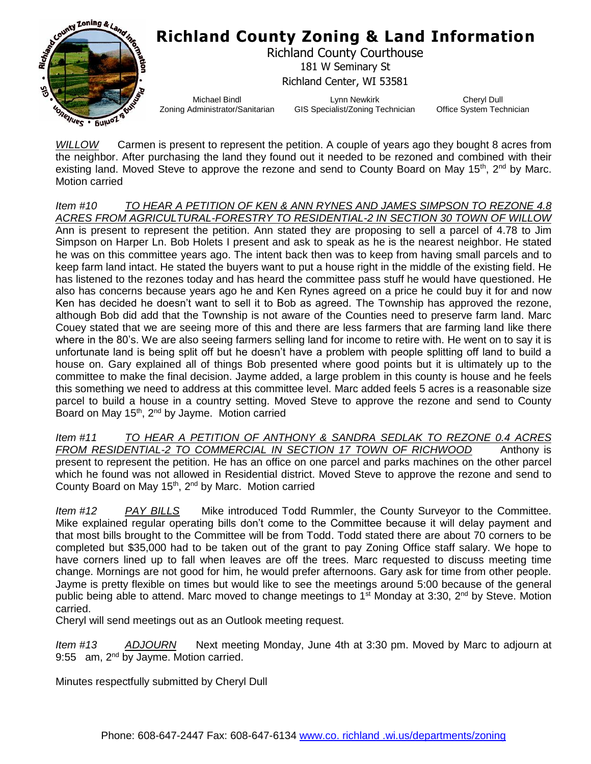*WILLOW* Carmen is present to represent the petition. A couple of years ago they bought 8 acres from the neighbor. After purchasing the land they found out it needed to be rezoned and combined with their existing land. Moved Steve to approve the rezone and send to County Board on May 15th, 2nd by Marc. Motion carried

*Item #10* *TO HEAR A PETITION OF KEN & ANN RYNES AND JAMES SIMPSON TO REZONE 4.8 ACRES FROM AGRICULTURAL-FORESTRY TO RESIDENTIAL-2 IN SECTION 30 TOWN OF WILLOW* Ann is present to represent the petition. Ann stated they are proposing to sell a parcel of 4.78 to Jim Simpson on Harper Ln. Bob Holets I present and ask to speak as he is the nearest neighbor. He stated he was on this committee years ago. The intent back then was to keep from having small parcels and to keep farm land intact. He stated the buyers want to put a house right in the middle of the existing field. He has listened to the rezones today and has heard the committee pass stuff he would have questioned. He also has concerns because years ago he and Ken Rynes agreed on a price he could buy it for and now Ken has decided he doesn't want to sell it to Bob as agreed. The Township has approved the rezone, although Bob did add that the Township is not aware of the Counties need to preserve farm land. Marc Couey stated that we are seeing more of this and there are less farmers that are farming land like there where in the 80's. We are also seeing farmers selling land for income to retire with. He went on to say it is unfortunate land is being split off but he doesn't have a problem with people splitting off land to build a house on. Gary explained all of things Bob presented where good points but it is ultimately up to the committee to make the final decision. Jayme added, a large problem in this county is house and he feels this something we need to address at this committee level. Marc added feels 5 acres is a reasonable size parcel to build a house in a country setting. Moved Steve to approve the rezone and send to County Board on May 15th, 2nd by Jayme. Motion carried

*Item #11* *TO HEAR A PETITION OF ANTHONY & SANDRA SEDLAK TO REZONE 0.4 ACRES FROM RESIDENTIAL-2 TO COMMERCIAL IN SECTION 17 TOWN OF RICHWOOD* Anthony is present to represent the petition. He has an office on one parcel and parks machines on the other parcel which he found was not allowed in Residential district. Moved Steve to approve the rezone and send to County Board on May 15th, 2nd by Marc. Motion carried

*Item #12* *PAY BILLS* Mike introduced Todd Rummler, the County Surveyor to the Committee. Mike explained regular operating bills don't come to the Committee because it will delay payment and that most bills brought to the Committee will be from Todd. Todd stated there are about 70 corners to be completed but $35,000 had to be taken out of the grant to pay Zoning Office staff salary. We hope to have corners lined up to fall when leaves are off the trees. Marc requested to discuss meeting time change. Mornings are not good for him, he would prefer afternoons. Gary ask for time from other people. Jayme is pretty flexible on times but would like to see the meetings around 5:00 because of the general public being able to attend. Marc moved to change meetings to 1st Monday at 3:30, 2nd by Steve. Motion carried.

Cheryl will send meetings out as an Outlook meeting request.

*Item #13* *ADJOURN* Next meeting Monday, June 4th at 3:30 pm. Moved by Marc to adjourn at 9:55 am, 2nd by Jayme. Motion carried.

Minutes respectfully submitted by Cheryl Dull